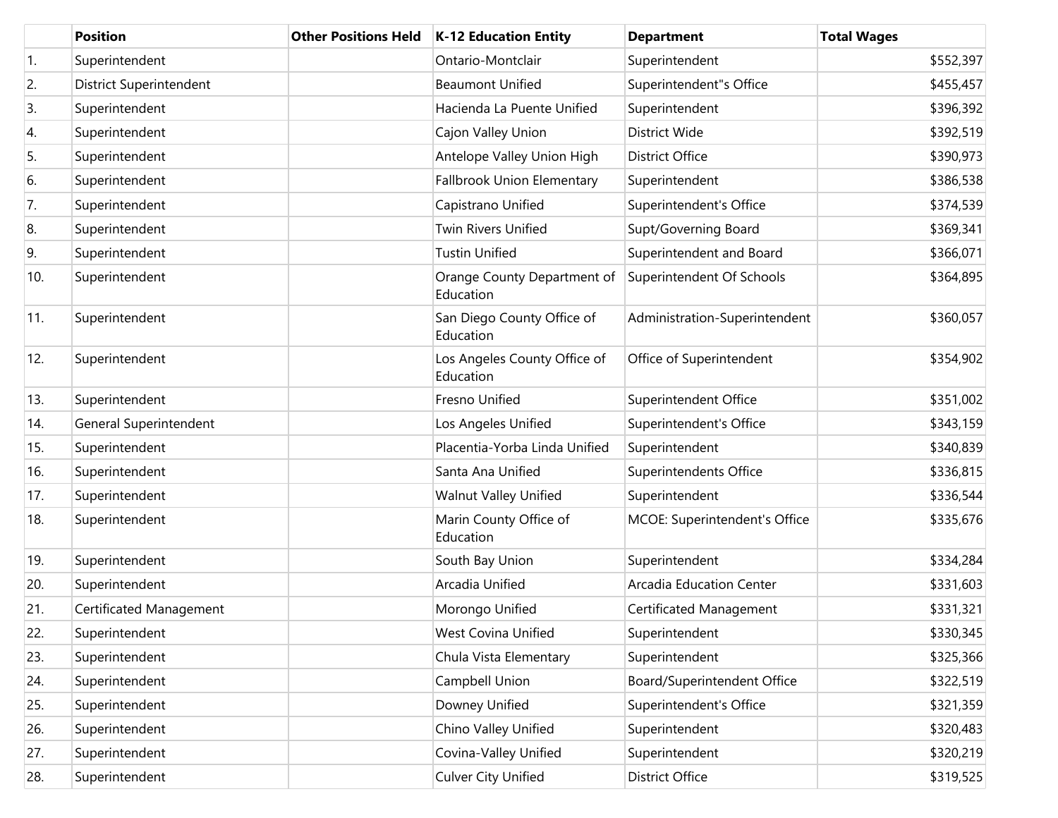| | Position | Other Positions Held | K-12 Education Entity | Department | Total Wages |
|---|---|---|---|---|---|
| 1. | Superintendent | | Ontario-Montclair | Superintendent | $552,397 |
| 2. | District Superintendent | | Beaumont Unified | Superintendent"s Office | $455,457 |
| 3. | Superintendent | | Hacienda La Puente Unified | Superintendent | $396,392 |
| 4. | Superintendent | | Cajon Valley Union | District Wide | $392,519 |
| 5. | Superintendent | | Antelope Valley Union High | District Office | $390,973 |
| 6. | Superintendent | | Fallbrook Union Elementary | Superintendent | $386,538 |
| 7. | Superintendent | | Capistrano Unified | Superintendent's Office | $374,539 |
| 8. | Superintendent | | Twin Rivers Unified | Supt/Governing Board | $369,341 |
| 9. | Superintendent | | Tustin Unified | Superintendent and Board | $366,071 |
| 10. | Superintendent | | Orange County Department of Education | Superintendent Of Schools | $364,895 |
| 11. | Superintendent | | San Diego County Office of Education | Administration-Superintendent | $360,057 |
| 12. | Superintendent | | Los Angeles County Office of Education | Office of Superintendent | $354,902 |
| 13. | Superintendent | | Fresno Unified | Superintendent Office | $351,002 |
| 14. | General Superintendent | | Los Angeles Unified | Superintendent's Office | $343,159 |
| 15. | Superintendent | | Placentia-Yorba Linda Unified | Superintendent | $340,839 |
| 16. | Superintendent | | Santa Ana Unified | Superintendents Office | $336,815 |
| 17. | Superintendent | | Walnut Valley Unified | Superintendent | $336,544 |
| 18. | Superintendent | | Marin County Office of Education | MCOE: Superintendent's Office | $335,676 |
| 19. | Superintendent | | South Bay Union | Superintendent | $334,284 |
| 20. | Superintendent | | Arcadia Unified | Arcadia Education Center | $331,603 |
| 21. | Certificated Management | | Morongo Unified | Certificated Management | $331,321 |
| 22. | Superintendent | | West Covina Unified | Superintendent | $330,345 |
| 23. | Superintendent | | Chula Vista Elementary | Superintendent | $325,366 |
| 24. | Superintendent | | Campbell Union | Board/Superintendent Office | $322,519 |
| 25. | Superintendent | | Downey Unified | Superintendent's Office | $321,359 |
| 26. | Superintendent | | Chino Valley Unified | Superintendent | $320,483 |
| 27. | Superintendent | | Covina-Valley Unified | Superintendent | $320,219 |
| 28. | Superintendent | | Culver City Unified | District Office | $319,525 |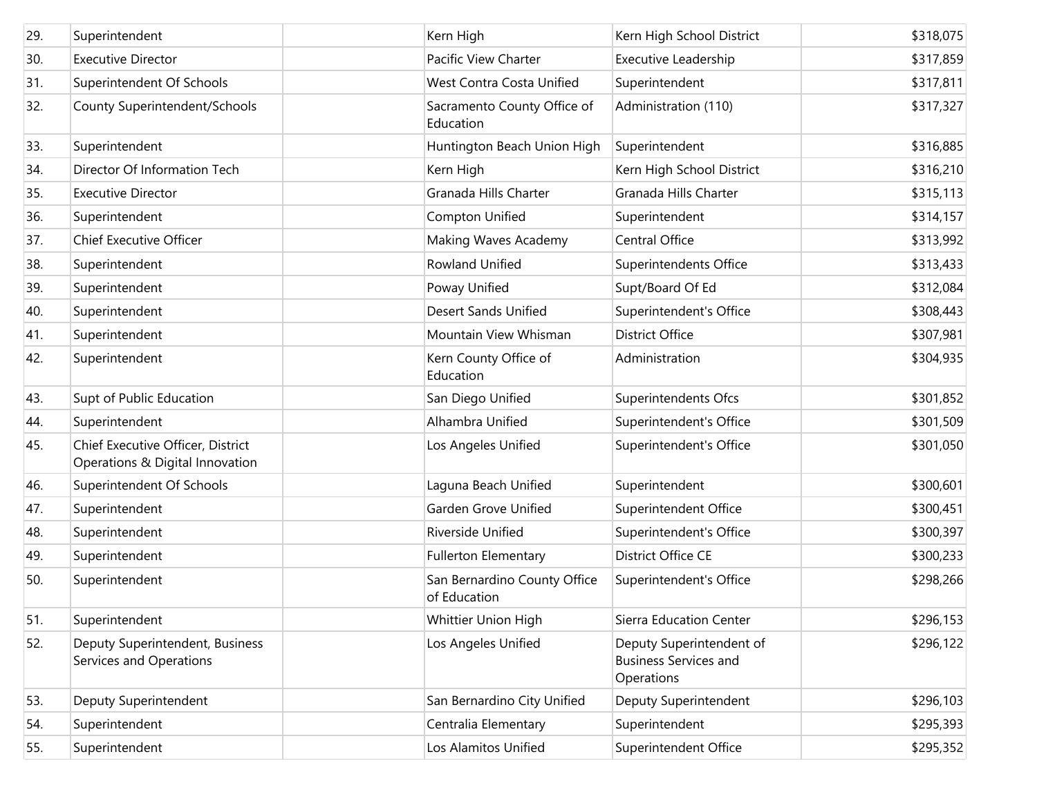| | | | | | |
|---|---|---|---|---|---|
| 29. | Superintendent | | Kern High | Kern High School District | $318,075 |
| 30. | Executive Director | | Pacific View Charter | Executive Leadership | $317,859 |
| 31. | Superintendent Of Schools | | West Contra Costa Unified | Superintendent | $317,811 |
| 32. | County Superintendent/Schools | | Sacramento County Office of Education | Administration (110) | $317,327 |
| 33. | Superintendent | | Huntington Beach Union High | Superintendent | $316,885 |
| 34. | Director Of Information Tech | | Kern High | Kern High School District | $316,210 |
| 35. | Executive Director | | Granada Hills Charter | Granada Hills Charter | $315,113 |
| 36. | Superintendent | | Compton Unified | Superintendent | $314,157 |
| 37. | Chief Executive Officer | | Making Waves Academy | Central Office | $313,992 |
| 38. | Superintendent | | Rowland Unified | Superintendents Office | $313,433 |
| 39. | Superintendent | | Poway Unified | Supt/Board Of Ed | $312,084 |
| 40. | Superintendent | | Desert Sands Unified | Superintendent's Office | $308,443 |
| 41. | Superintendent | | Mountain View Whisman | District Office | $307,981 |
| 42. | Superintendent | | Kern County Office of Education | Administration | $304,935 |
| 43. | Supt of Public Education | | San Diego Unified | Superintendents Ofcs | $301,852 |
| 44. | Superintendent | | Alhambra Unified | Superintendent's Office | $301,509 |
| 45. | Chief Executive Officer, District Operations & Digital Innovation | | Los Angeles Unified | Superintendent's Office | $301,050 |
| 46. | Superintendent Of Schools | | Laguna Beach Unified | Superintendent | $300,601 |
| 47. | Superintendent | | Garden Grove Unified | Superintendent Office | $300,451 |
| 48. | Superintendent | | Riverside Unified | Superintendent's Office | $300,397 |
| 49. | Superintendent | | Fullerton Elementary | District Office CE | $300,233 |
| 50. | Superintendent | | San Bernardino County Office of Education | Superintendent's Office | $298,266 |
| 51. | Superintendent | | Whittier Union High | Sierra Education Center | $296,153 |
| 52. | Deputy Superintendent, Business Services and Operations | | Los Angeles Unified | Deputy Superintendent of Business Services and Operations | $296,122 |
| 53. | Deputy Superintendent | | San Bernardino City Unified | Deputy Superintendent | $296,103 |
| 54. | Superintendent | | Centralia Elementary | Superintendent | $295,393 |
| 55. | Superintendent | | Los Alamitos Unified | Superintendent Office | $295,352 |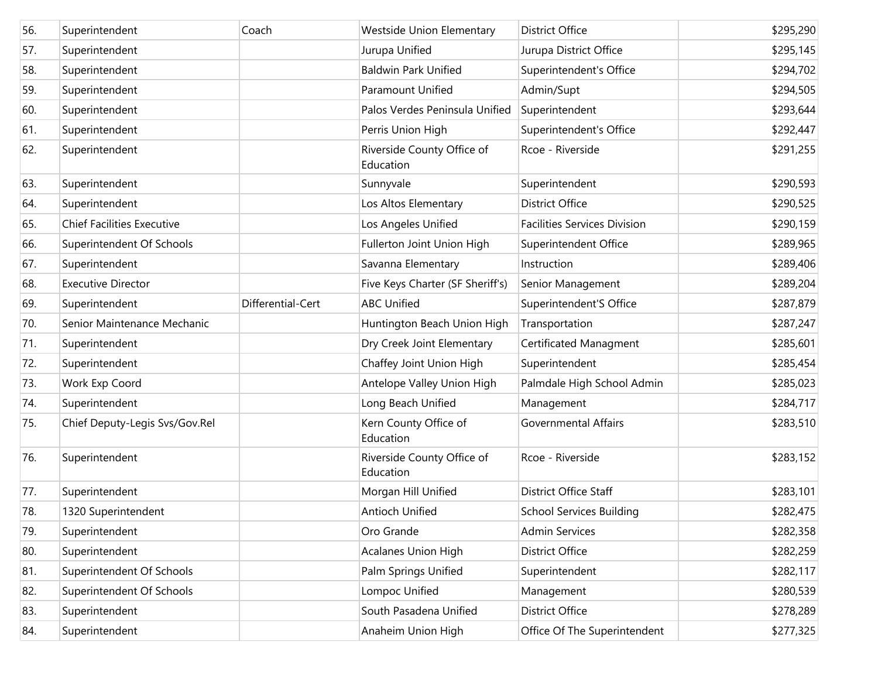| | | | | | |
|---|---|---|---|---|---|
| 56. | Superintendent | Coach | Westside Union Elementary | District Office | $295,290 |
| 57. | Superintendent | | Jurupa Unified | Jurupa District Office | $295,145 |
| 58. | Superintendent | | Baldwin Park Unified | Superintendent's Office | $294,702 |
| 59. | Superintendent | | Paramount Unified | Admin/Supt | $294,505 |
| 60. | Superintendent | | Palos Verdes Peninsula Unified | Superintendent | $293,644 |
| 61. | Superintendent | | Perris Union High | Superintendent's Office | $292,447 |
| 62. | Superintendent | | Riverside County Office of Education | Rcoe - Riverside | $291,255 |
| 63. | Superintendent | | Sunnyvale | Superintendent | $290,593 |
| 64. | Superintendent | | Los Altos Elementary | District Office | $290,525 |
| 65. | Chief Facilities Executive | | Los Angeles Unified | Facilities Services Division | $290,159 |
| 66. | Superintendent Of Schools | | Fullerton Joint Union High | Superintendent Office | $289,965 |
| 67. | Superintendent | | Savanna Elementary | Instruction | $289,406 |
| 68. | Executive Director | | Five Keys Charter (SF Sheriff's) | Senior Management | $289,204 |
| 69. | Superintendent | Differential-Cert | ABC Unified | Superintendent'S Office | $287,879 |
| 70. | Senior Maintenance Mechanic | | Huntington Beach Union High | Transportation | $287,247 |
| 71. | Superintendent | | Dry Creek Joint Elementary | Certificated Managment | $285,601 |
| 72. | Superintendent | | Chaffey Joint Union High | Superintendent | $285,454 |
| 73. | Work Exp Coord | | Antelope Valley Union High | Palmdale High School Admin | $285,023 |
| 74. | Superintendent | | Long Beach Unified | Management | $284,717 |
| 75. | Chief Deputy-Legis Svs/Gov.Rel | | Kern County Office of Education | Governmental Affairs | $283,510 |
| 76. | Superintendent | | Riverside County Office of Education | Rcoe - Riverside | $283,152 |
| 77. | Superintendent | | Morgan Hill Unified | District Office Staff | $283,101 |
| 78. | 1320 Superintendent | | Antioch Unified | School Services Building | $282,475 |
| 79. | Superintendent | | Oro Grande | Admin Services | $282,358 |
| 80. | Superintendent | | Acalanes Union High | District Office | $282,259 |
| 81. | Superintendent Of Schools | | Palm Springs Unified | Superintendent | $282,117 |
| 82. | Superintendent Of Schools | | Lompoc Unified | Management | $280,539 |
| 83. | Superintendent | | South Pasadena Unified | District Office | $278,289 |
| 84. | Superintendent | | Anaheim Union High | Office Of The Superintendent | $277,325 |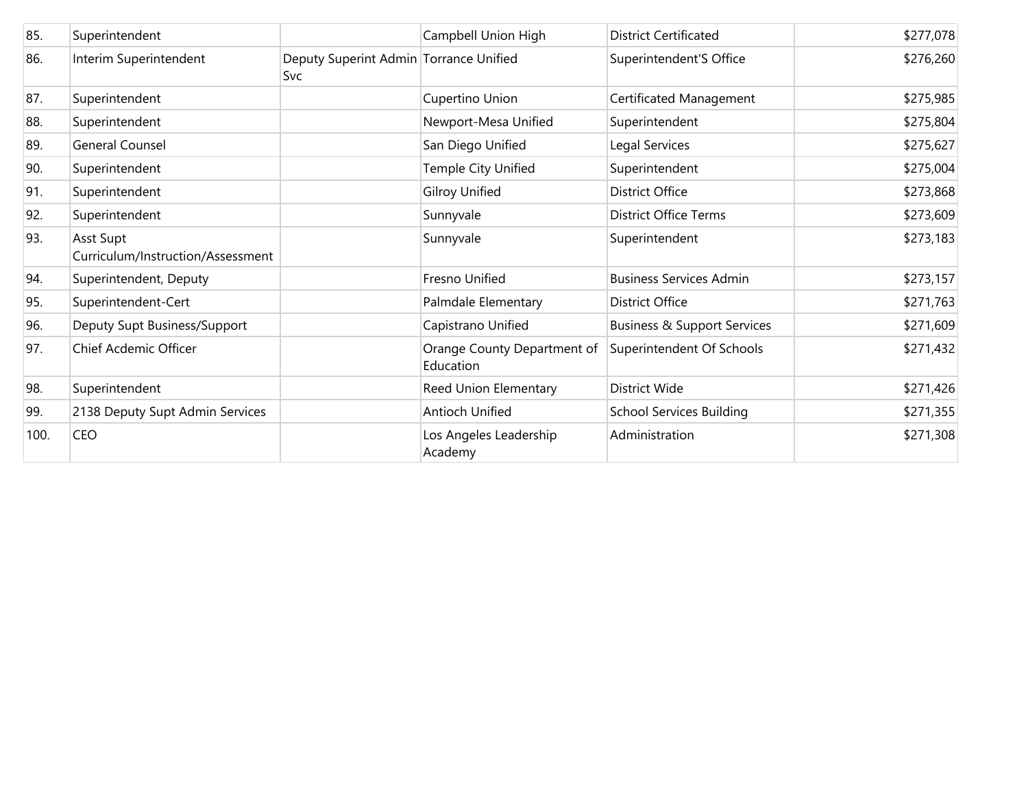| | | | | | |
|---|---|---|---|---|---|
| 85. | Superintendent | | Campbell Union High | District Certificated | $277,078 |
| 86. | Interim Superintendent | Deputy Superint Admin Svc | Torrance Unified | Superintendent'S Office | $276,260 |
| 87. | Superintendent | | Cupertino Union | Certificated Management | $275,985 |
| 88. | Superintendent | | Newport-Mesa Unified | Superintendent | $275,804 |
| 89. | General Counsel | | San Diego Unified | Legal Services | $275,627 |
| 90. | Superintendent | | Temple City Unified | Superintendent | $275,004 |
| 91. | Superintendent | | Gilroy Unified | District Office | $273,868 |
| 92. | Superintendent | | Sunnyvale | District Office Terms | $273,609 |
| 93. | Asst Supt Curriculum/Instruction/Assessment | | Sunnyvale | Superintendent | $273,183 |
| 94. | Superintendent, Deputy | | Fresno Unified | Business Services Admin | $273,157 |
| 95. | Superintendent-Cert | | Palmdale Elementary | District Office | $271,763 |
| 96. | Deputy Supt Business/Support | | Capistrano Unified | Business & Support Services | $271,609 |
| 97. | Chief Acdemic Officer | | Orange County Department of Education | Superintendent Of Schools | $271,432 |
| 98. | Superintendent | | Reed Union Elementary | District Wide | $271,426 |
| 99. | 2138 Deputy Supt Admin Services | | Antioch Unified | School Services Building | $271,355 |
| 100. | CEO | | Los Angeles Leadership Academy | Administration | $271,308 |